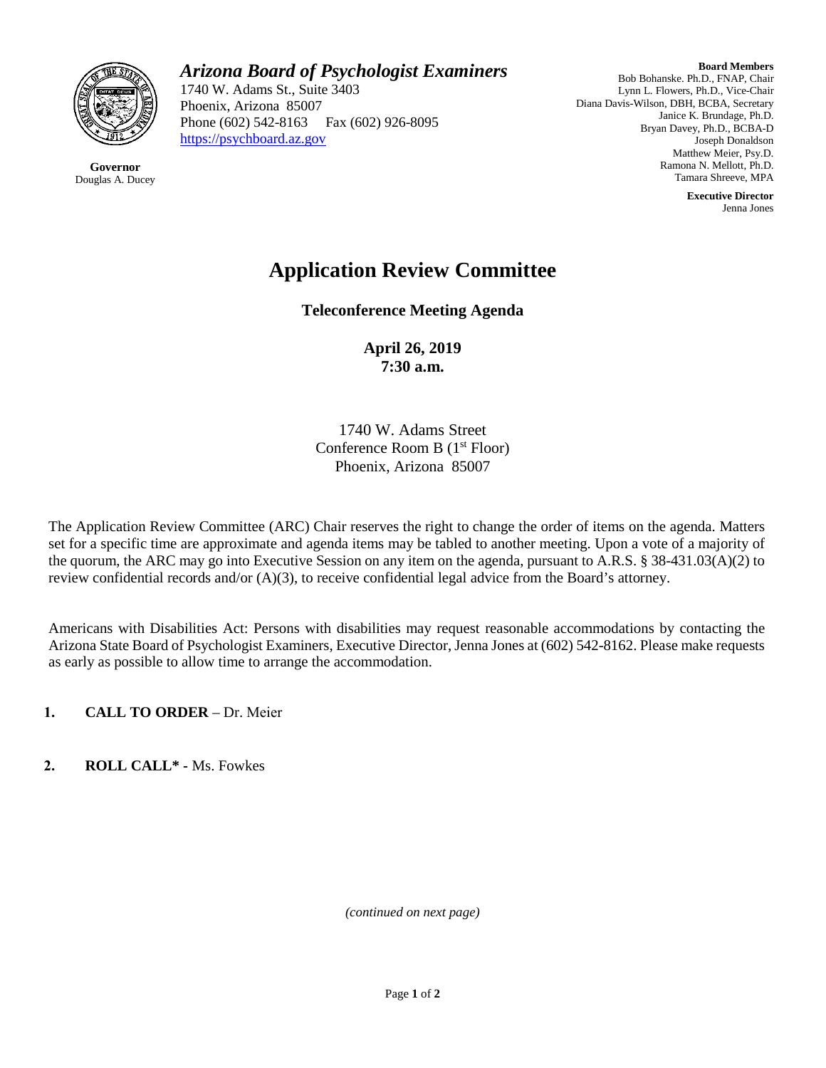**Governor**
Douglas A. Ducey

*Arizona Board of Psychologist Examiners*
1740 W. Adams St., Suite 3403
Phoenix, Arizona 85007
Phone (602) 542-8163 Fax (602) 926-8095
https://psychboard.az.gov

**Board Members**
Bob Bohanske. Ph.D., FNAP, Chair
Lynn L. Flowers, Ph.D., Vice-Chair
Diana Davis-Wilson, DBH, BCBA, Secretary
Janice K. Brundage, Ph.D.
Bryan Davey, Ph.D., BCBA-D
Joseph Donaldson
Matthew Meier, Psy.D.
Ramona N. Mellott, Ph.D.
Tamara Shreeve, MPA

**Executive Director**
Jenna Jones

# Application Review Committee

## Teleconference Meeting Agenda

**April 26, 2019**
**7:30 a.m.**

1740 W. Adams Street
Conference Room B (1st Floor)
Phoenix, Arizona 85007

The Application Review Committee (ARC) Chair reserves the right to change the order of items on the agenda. Matters set for a specific time are approximate and agenda items may be tabled to another meeting. Upon a vote of a majority of the quorum, the ARC may go into Executive Session on any item on the agenda, pursuant to A.R.S. § 38-431.03(A)(2) to review confidential records and/or (A)(3), to receive confidential legal advice from the Board's attorney.

Americans with Disabilities Act: Persons with disabilities may request reasonable accommodations by contacting the Arizona State Board of Psychologist Examiners, Executive Director, Jenna Jones at (602) 542-8162. Please make requests as early as possible to allow time to arrange the accommodation.

1. **CALL TO ORDER** – Dr. Meier

2. **ROLL CALL* -** Ms. Fowkes

*(continued on next page)*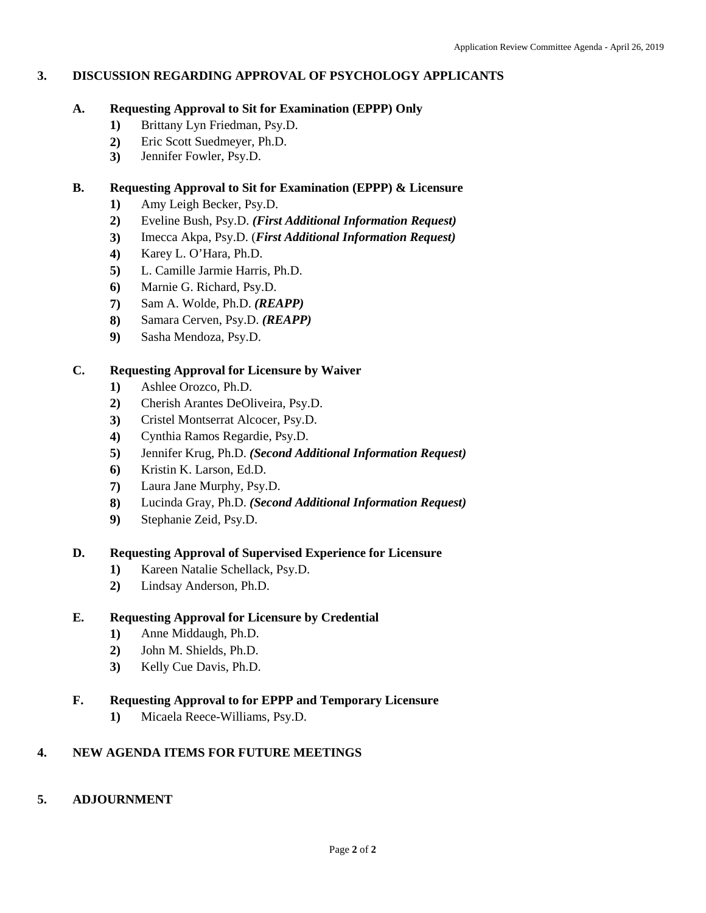## 3. DISCUSSION REGARDING APPROVAL OF PSYCHOLOGY APPLICANTS

### A. Requesting Approval to Sit for Examination (EPPP) Only

1) Brittany Lyn Friedman, Psy.D.
2) Eric Scott Suedmeyer, Ph.D.
3) Jennifer Fowler, Psy.D.

### B. Requesting Approval to Sit for Examination (EPPP) & Licensure

1) Amy Leigh Becker, Psy.D.
2) Eveline Bush, Psy.D. ***(First Additional Information Request)***
3) Imecca Akpa, Psy.D. (***First Additional Information Request)***
4) Karey L. O'Hara, Ph.D.
5) L. Camille Jarmie Harris, Ph.D.
6) Marnie G. Richard, Psy.D.
7) Sam A. Wolde, Ph.D. ***(REAPP)***
8) Samara Cerven, Psy.D. ***(REAPP)***
9) Sasha Mendoza, Psy.D.

### C. Requesting Approval for Licensure by Waiver

1) Ashlee Orozco, Ph.D.
2) Cherish Arantes DeOliveira, Psy.D.
3) Cristel Montserrat Alcocer, Psy.D.
4) Cynthia Ramos Regardie, Psy.D.
5) Jennifer Krug, Ph.D. ***(Second Additional Information Request)***
6) Kristin K. Larson, Ed.D.
7) Laura Jane Murphy, Psy.D.
8) Lucinda Gray, Ph.D. ***(Second Additional Information Request)***
9) Stephanie Zeid, Psy.D.

### D. Requesting Approval of Supervised Experience for Licensure

1) Kareen Natalie Schellack, Psy.D.
2) Lindsay Anderson, Ph.D.

### E. Requesting Approval for Licensure by Credential

1) Anne Middaugh, Ph.D.
2) John M. Shields, Ph.D.
3) Kelly Cue Davis, Ph.D.

### F. Requesting Approval to for EPPP and Temporary Licensure

1) Micaela Reece-Williams, Psy.D.

## 4. NEW AGENDA ITEMS FOR FUTURE MEETINGS

## 5. ADJOURNMENT